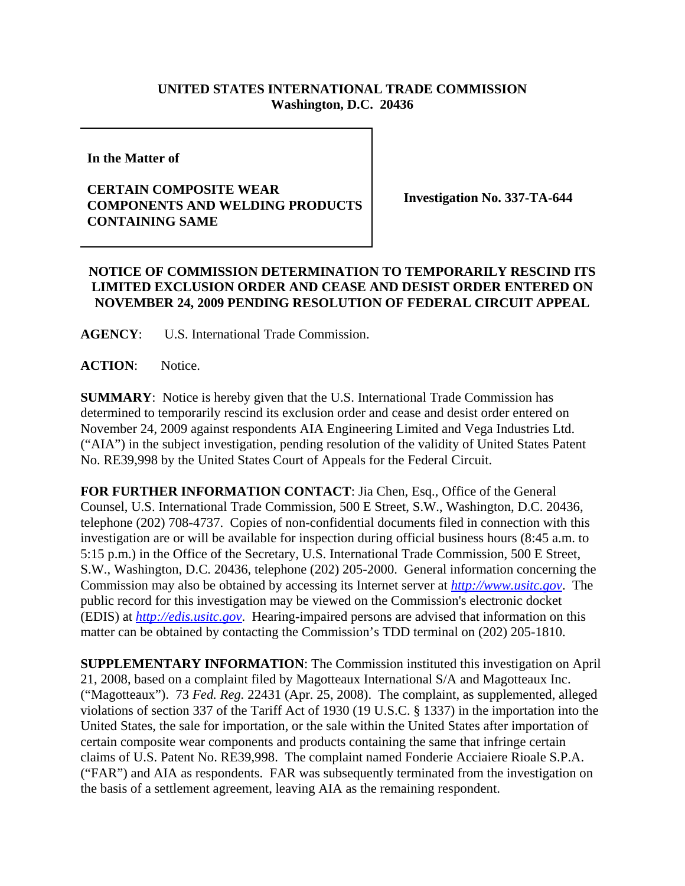**UNITED STATES INTERNATIONAL TRADE COMMISSION**
**Washington, D.C. 20436**

**In the Matter of**

**CERTAIN COMPOSITE WEAR COMPONENTS AND WELDING PRODUCTS CONTAINING SAME**

**Investigation No. 337-TA-644**

**NOTICE OF COMMISSION DETERMINATION TO TEMPORARILY RESCIND ITS LIMITED EXCLUSION ORDER AND CEASE AND DESIST ORDER ENTERED ON NOVEMBER 24, 2009 PENDING RESOLUTION OF FEDERAL CIRCUIT APPEAL**

**AGENCY**: U.S. International Trade Commission.

**ACTION**: Notice.

**SUMMARY**: Notice is hereby given that the U.S. International Trade Commission has determined to temporarily rescind its exclusion order and cease and desist order entered on November 24, 2009 against respondents AIA Engineering Limited and Vega Industries Ltd. ("AIA") in the subject investigation, pending resolution of the validity of United States Patent No. RE39,998 by the United States Court of Appeals for the Federal Circuit.

**FOR FURTHER INFORMATION CONTACT**: Jia Chen, Esq., Office of the General Counsel, U.S. International Trade Commission, 500 E Street, S.W., Washington, D.C. 20436, telephone (202) 708-4737. Copies of non-confidential documents filed in connection with this investigation are or will be available for inspection during official business hours (8:45 a.m. to 5:15 p.m.) in the Office of the Secretary, U.S. International Trade Commission, 500 E Street, S.W., Washington, D.C. 20436, telephone (202) 205-2000. General information concerning the Commission may also be obtained by accessing its Internet server at *http://www.usitc.gov*. The public record for this investigation may be viewed on the Commission's electronic docket (EDIS) at *http://edis.usitc.gov*. Hearing-impaired persons are advised that information on this matter can be obtained by contacting the Commission's TDD terminal on (202) 205-1810.

**SUPPLEMENTARY INFORMATION**: The Commission instituted this investigation on April 21, 2008, based on a complaint filed by Magotteaux International S/A and Magotteaux Inc. ("Magotteaux"). 73 *Fed. Reg.* 22431 (Apr. 25, 2008). The complaint, as supplemented, alleged violations of section 337 of the Tariff Act of 1930 (19 U.S.C. § 1337) in the importation into the United States, the sale for importation, or the sale within the United States after importation of certain composite wear components and products containing the same that infringe certain claims of U.S. Patent No. RE39,998. The complaint named Fonderie Acciaiere Rioale S.P.A. ("FAR") and AIA as respondents. FAR was subsequently terminated from the investigation on the basis of a settlement agreement, leaving AIA as the remaining respondent.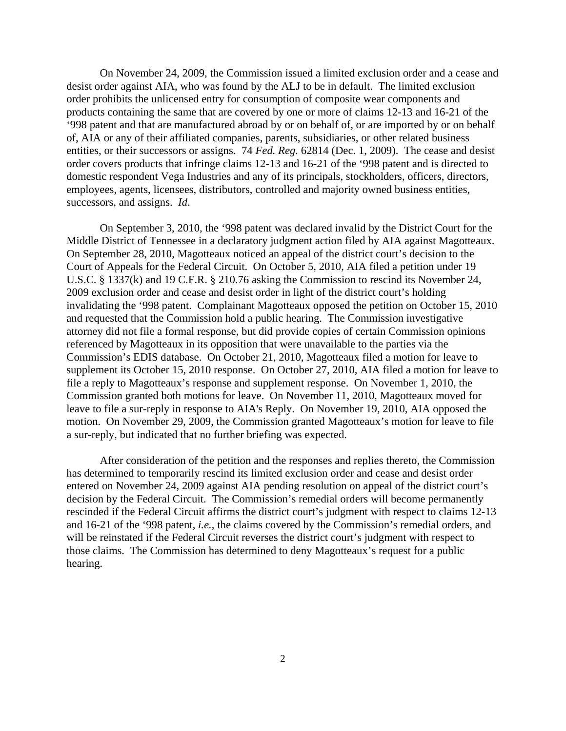On November 24, 2009, the Commission issued a limited exclusion order and a cease and desist order against AIA, who was found by the ALJ to be in default. The limited exclusion order prohibits the unlicensed entry for consumption of composite wear components and products containing the same that are covered by one or more of claims 12-13 and 16-21 of the '998 patent and that are manufactured abroad by or on behalf of, or are imported by or on behalf of, AIA or any of their affiliated companies, parents, subsidiaries, or other related business entities, or their successors or assigns. 74 *Fed. Reg.* 62814 (Dec. 1, 2009). The cease and desist order covers products that infringe claims 12-13 and 16-21 of the '998 patent and is directed to domestic respondent Vega Industries and any of its principals, stockholders, officers, directors, employees, agents, licensees, distributors, controlled and majority owned business entities, successors, and assigns. *Id*.

On September 3, 2010, the '998 patent was declared invalid by the District Court for the Middle District of Tennessee in a declaratory judgment action filed by AIA against Magotteaux. On September 28, 2010, Magotteaux noticed an appeal of the district court's decision to the Court of Appeals for the Federal Circuit. On October 5, 2010, AIA filed a petition under 19 U.S.C. § 1337(k) and 19 C.F.R. § 210.76 asking the Commission to rescind its November 24, 2009 exclusion order and cease and desist order in light of the district court's holding invalidating the '998 patent. Complainant Magotteaux opposed the petition on October 15, 2010 and requested that the Commission hold a public hearing. The Commission investigative attorney did not file a formal response, but did provide copies of certain Commission opinions referenced by Magotteaux in its opposition that were unavailable to the parties via the Commission's EDIS database. On October 21, 2010, Magotteaux filed a motion for leave to supplement its October 15, 2010 response. On October 27, 2010, AIA filed a motion for leave to file a reply to Magotteaux's response and supplement response. On November 1, 2010, the Commission granted both motions for leave. On November 11, 2010, Magotteaux moved for leave to file a sur-reply in response to AIA's Reply. On November 19, 2010, AIA opposed the motion. On November 29, 2009, the Commission granted Magotteaux's motion for leave to file a sur-reply, but indicated that no further briefing was expected.

After consideration of the petition and the responses and replies thereto, the Commission has determined to temporarily rescind its limited exclusion order and cease and desist order entered on November 24, 2009 against AIA pending resolution on appeal of the district court's decision by the Federal Circuit. The Commission's remedial orders will become permanently rescinded if the Federal Circuit affirms the district court's judgment with respect to claims 12-13 and 16-21 of the '998 patent, *i.e.*, the claims covered by the Commission's remedial orders, and will be reinstated if the Federal Circuit reverses the district court's judgment with respect to those claims. The Commission has determined to deny Magotteaux's request for a public hearing.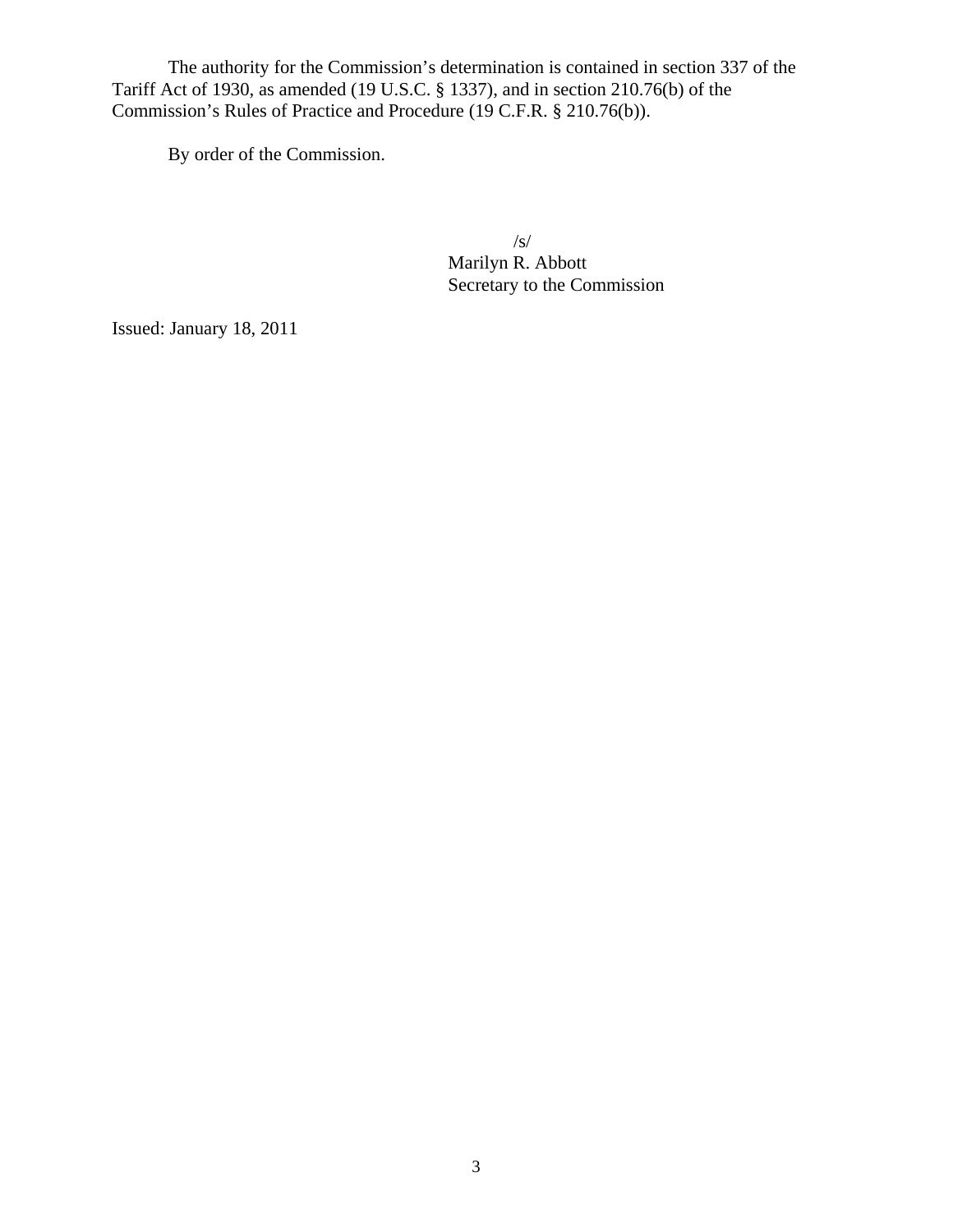The authority for the Commission's determination is contained in section 337 of the Tariff Act of 1930, as amended (19 U.S.C. § 1337), and in section 210.76(b) of the Commission's Rules of Practice and Procedure (19 C.F.R. § 210.76(b)).

By order of the Commission.

/s/
Marilyn R. Abbott
Secretary to the Commission

Issued: January 18, 2011